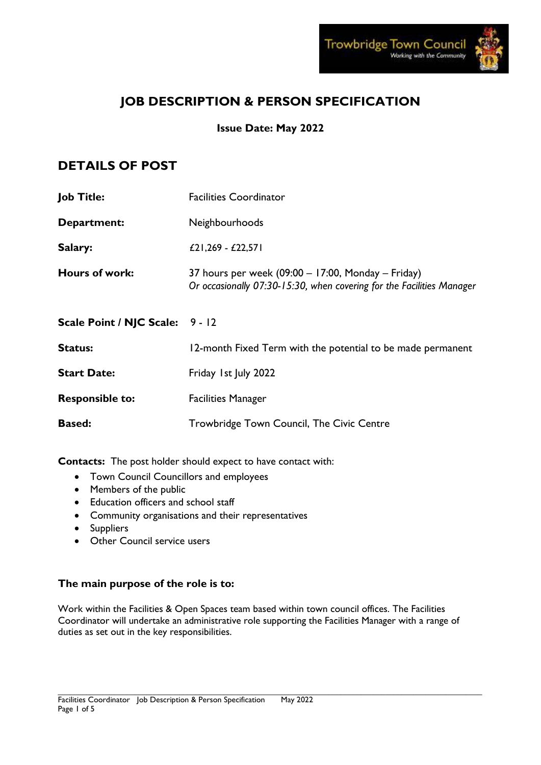# JOB DESCRIPTION & PERSON SPECIFICATION

**Issue Date: May 2022**

## DETAILS OF POST

| | |
|---|---|
| **Job Title:** | Facilities Coordinator |
| **Department:** | Neighbourhoods |
| **Salary:** | £21,269 - £22,571 |
| **Hours of work:** | 37 hours per week (09:00 – 17:00, Monday – Friday)<br>*Or occasionally 07:30-15:30, when covering for the Facilities Manager* |
| **Scale Point / NJC Scale:** | 9 - 12 |
| **Status:** | 12-month Fixed Term with the potential to be made permanent |
| **Start Date:** | Friday 1st July 2022 |
| **Responsible to:** | Facilities Manager |
| **Based:** | Trowbridge Town Council, The Civic Centre |

**Contacts:** The post holder should expect to have contact with:

- Town Council Councillors and employees
- Members of the public
- Education officers and school staff
- Community organisations and their representatives
- Suppliers
- Other Council service users

### The main purpose of the role is to:

Work within the Facilities & Open Spaces team based within town council offices. The Facilities Coordinator will undertake an administrative role supporting the Facilities Manager with a range of duties as set out in the key responsibilities.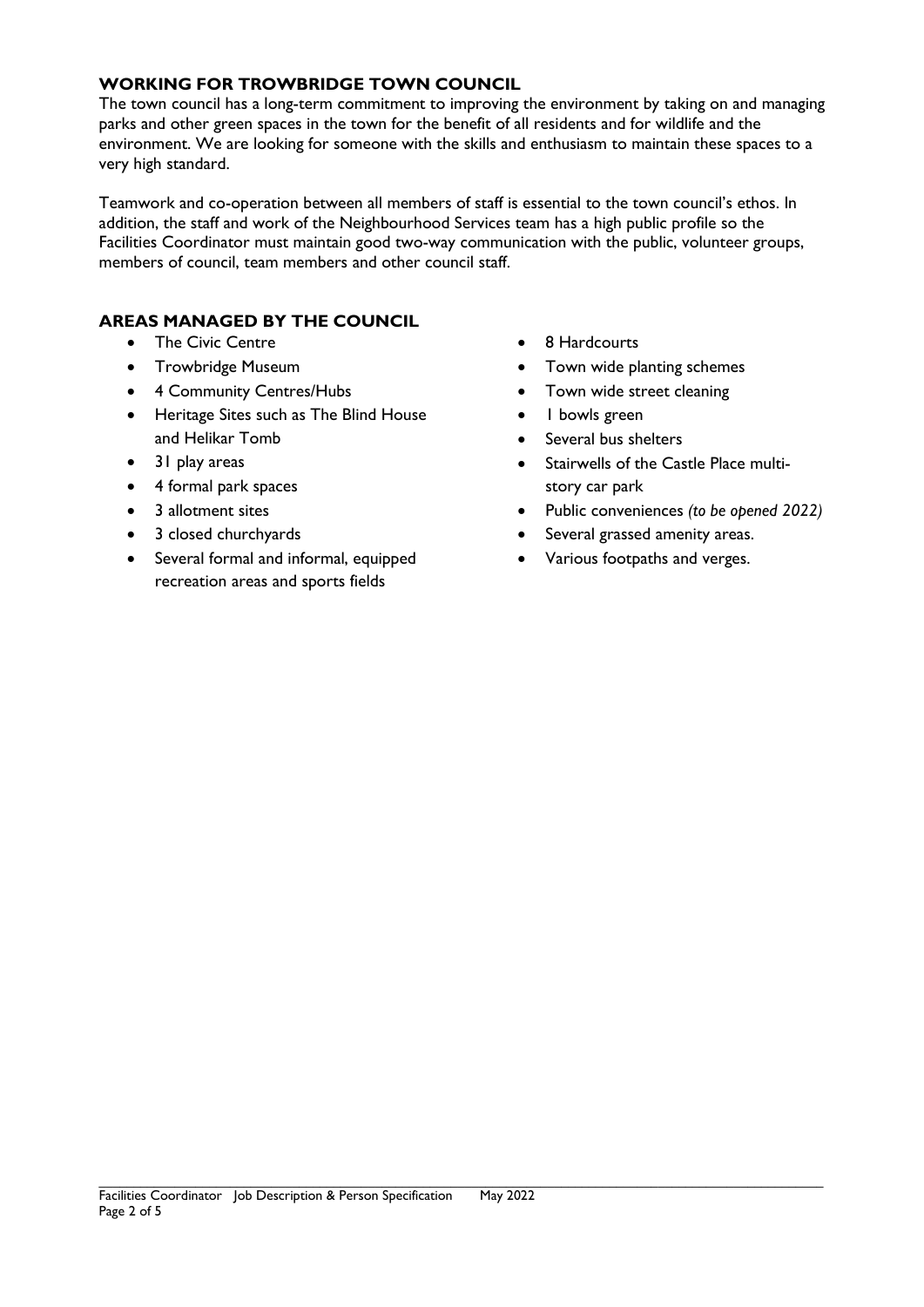## WORKING FOR TROWBRIDGE TOWN COUNCIL

The town council has a long-term commitment to improving the environment by taking on and managing parks and other green spaces in the town for the benefit of all residents and for wildlife and the environment. We are looking for someone with the skills and enthusiasm to maintain these spaces to a very high standard.

Teamwork and co-operation between all members of staff is essential to the town council's ethos. In addition, the staff and work of the Neighbourhood Services team has a high public profile so the Facilities Coordinator must maintain good two-way communication with the public, volunteer groups, members of council, team members and other council staff.

## AREAS MANAGED BY THE COUNCIL

- The Civic Centre
- Trowbridge Museum
- 4 Community Centres/Hubs
- Heritage Sites such as The Blind House and Helikar Tomb
- 31 play areas
- 4 formal park spaces
- 3 allotment sites
- 3 closed churchyards
- Several formal and informal, equipped recreation areas and sports fields
- 8 Hardcourts
- Town wide planting schemes
- Town wide street cleaning
- 1 bowls green
- Several bus shelters
- Stairwells of the Castle Place multi-story car park
- Public conveniences *(to be opened 2022)*
- Several grassed amenity areas.
- Various footpaths and verges.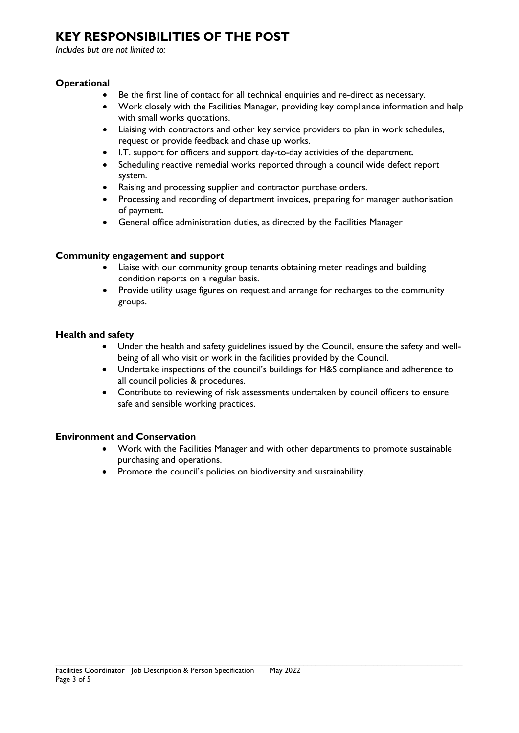# KEY RESPONSIBILITIES OF THE POST

*Includes but are not limited to:*

### Operational

- Be the first line of contact for all technical enquiries and re-direct as necessary.
- Work closely with the Facilities Manager, providing key compliance information and help with small works quotations.
- Liaising with contractors and other key service providers to plan in work schedules, request or provide feedback and chase up works.
- I.T. support for officers and support day-to-day activities of the department.
- Scheduling reactive remedial works reported through a council wide defect report system.
- Raising and processing supplier and contractor purchase orders.
- Processing and recording of department invoices, preparing for manager authorisation of payment.
- General office administration duties, as directed by the Facilities Manager

### Community engagement and support

- Liaise with our community group tenants obtaining meter readings and building condition reports on a regular basis.
- Provide utility usage figures on request and arrange for recharges to the community groups.

### Health and safety

- Under the health and safety guidelines issued by the Council, ensure the safety and well-being of all who visit or work in the facilities provided by the Council.
- Undertake inspections of the council's buildings for H&S compliance and adherence to all council policies & procedures.
- Contribute to reviewing of risk assessments undertaken by council officers to ensure safe and sensible working practices.

### Environment and Conservation

- Work with the Facilities Manager and with other departments to promote sustainable purchasing and operations.
- Promote the council's policies on biodiversity and sustainability.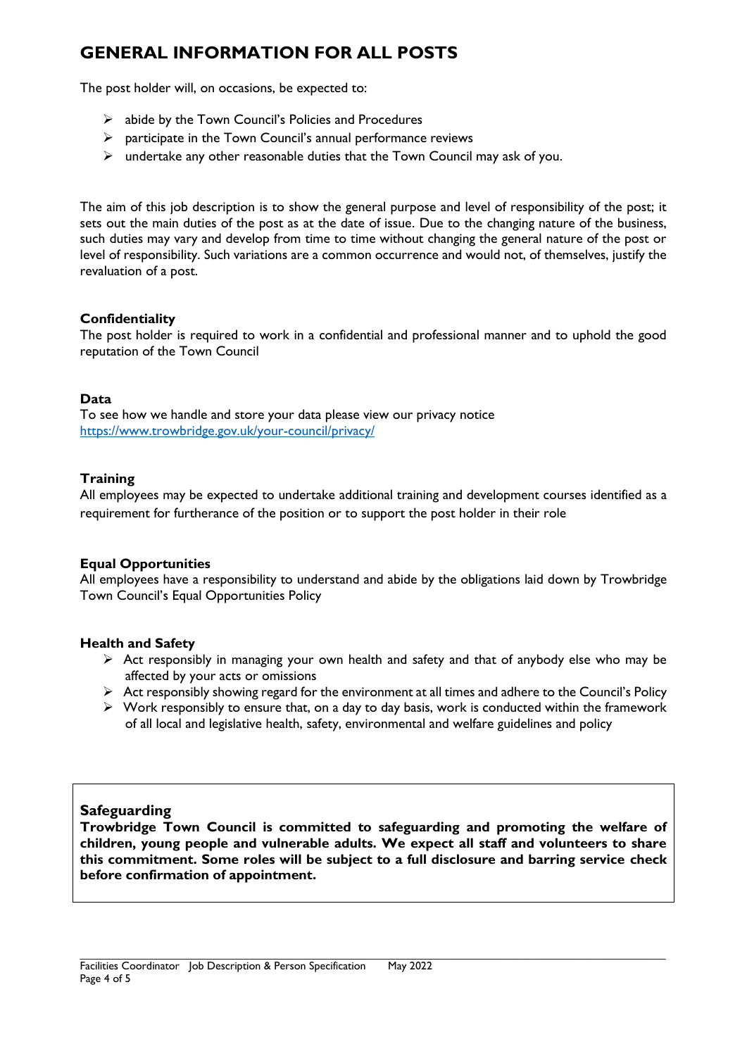# GENERAL INFORMATION FOR ALL POSTS

The post holder will, on occasions, be expected to:

- abide by the Town Council's Policies and Procedures
- participate in the Town Council's annual performance reviews
- undertake any other reasonable duties that the Town Council may ask of you.

The aim of this job description is to show the general purpose and level of responsibility of the post; it sets out the main duties of the post as at the date of issue. Due to the changing nature of the business, such duties may vary and develop from time to time without changing the general nature of the post or level of responsibility. Such variations are a common occurrence and would not, of themselves, justify the revaluation of a post.

**Confidentiality**
The post holder is required to work in a confidential and professional manner and to uphold the good reputation of the Town Council

**Data**
To see how we handle and store your data please view our privacy notice
https://www.trowbridge.gov.uk/your-council/privacy/

**Training**
All employees may be expected to undertake additional training and development courses identified as a requirement for furtherance of the position or to support the post holder in their role

**Equal Opportunities**
All employees have a responsibility to understand and abide by the obligations laid down by Trowbridge Town Council's Equal Opportunities Policy

**Health and Safety**

- Act responsibly in managing your own health and safety and that of anybody else who may be affected by your acts or omissions
- Act responsibly showing regard for the environment at all times and adhere to the Council's Policy
- Work responsibly to ensure that, on a day to day basis, work is conducted within the framework of all local and legislative health, safety, environmental and welfare guidelines and policy

**Safeguarding**
**Trowbridge Town Council is committed to safeguarding and promoting the welfare of children, young people and vulnerable adults. We expect all staff and volunteers to share this commitment. Some roles will be subject to a full disclosure and barring service check before confirmation of appointment.**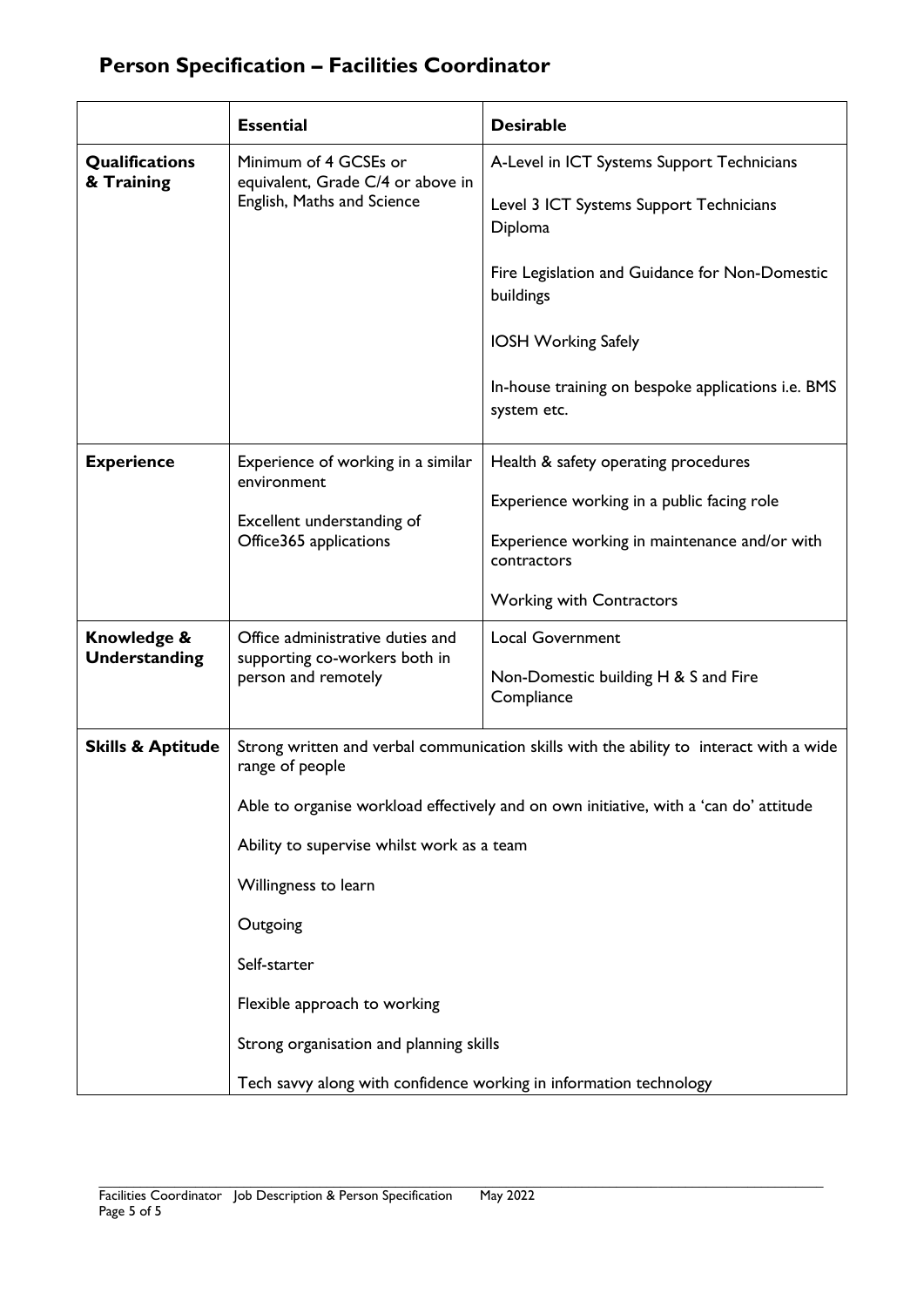# Person Specification – Facilities Coordinator

| | Essential | Desirable |
|---|---|---|
| **Qualifications & Training** | Minimum of 4 GCSEs or equivalent, Grade C/4 or above in English, Maths and Science | A-Level in ICT Systems Support Technicians<br><br>Level 3 ICT Systems Support Technicians Diploma<br><br>Fire Legislation and Guidance for Non-Domestic buildings<br><br>IOSH Working Safely<br><br>In-house training on bespoke applications i.e. BMS system etc. |
| **Experience** | Experience of working in a similar environment<br><br>Excellent understanding of Office365 applications | Health & safety operating procedures<br><br>Experience working in a public facing role<br><br>Experience working in maintenance and/or with contractors<br><br>Working with Contractors |
| **Knowledge & Understanding** | Office administrative duties and supporting co-workers both in person and remotely | Local Government<br><br>Non-Domestic building H & S and Fire Compliance |
| **Skills & Aptitude** | Strong written and verbal communication skills with the ability to interact with a wide range of people<br><br>Able to organise workload effectively and on own initiative, with a 'can do' attitude<br><br>Ability to supervise whilst work as a team<br><br>Willingness to learn<br><br>Outgoing<br><br>Self-starter<br><br>Flexible approach to working<br><br>Strong organisation and planning skills<br><br>Tech savvy along with confidence working in information technology | |